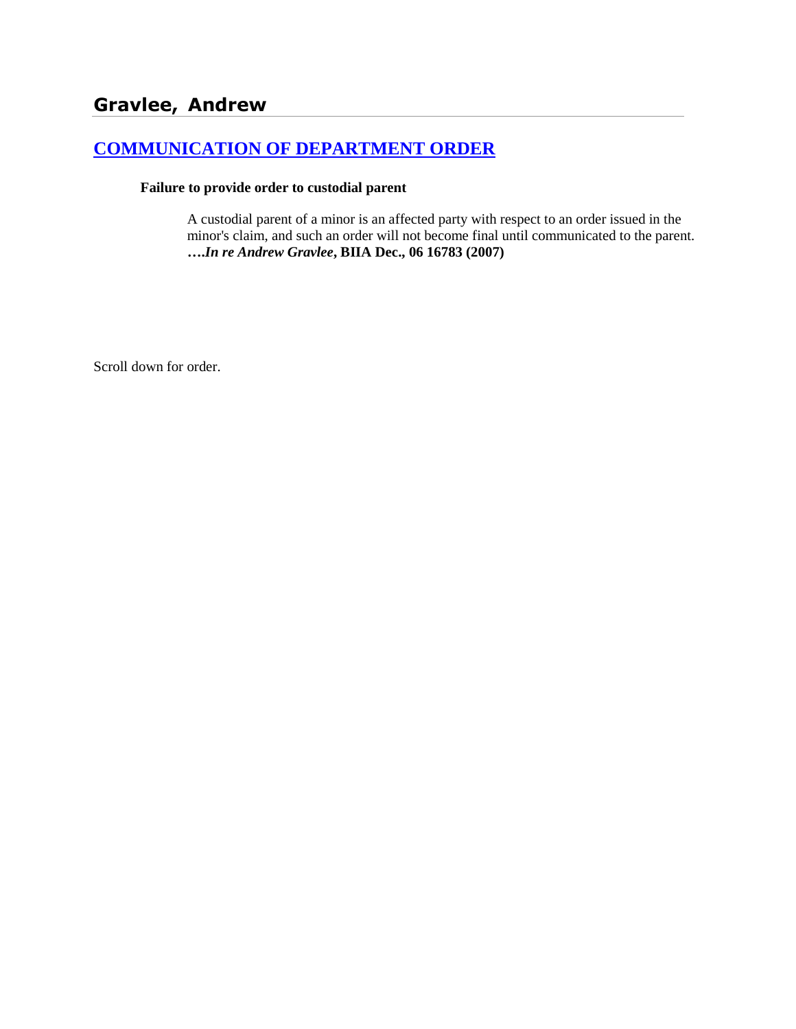## Gravlee, Andrew

### [COMMUNICATION OF DEPARTMENT ORDER]

**Failure to provide order to custodial parent**

A custodial parent of a minor is an affected party with respect to an order issued in the minor's claim, and such an order will not become final until communicated to the parent. **….*In re Andrew Gravlee*, BIIA Dec., 06 16783 (2007)**

Scroll down for order.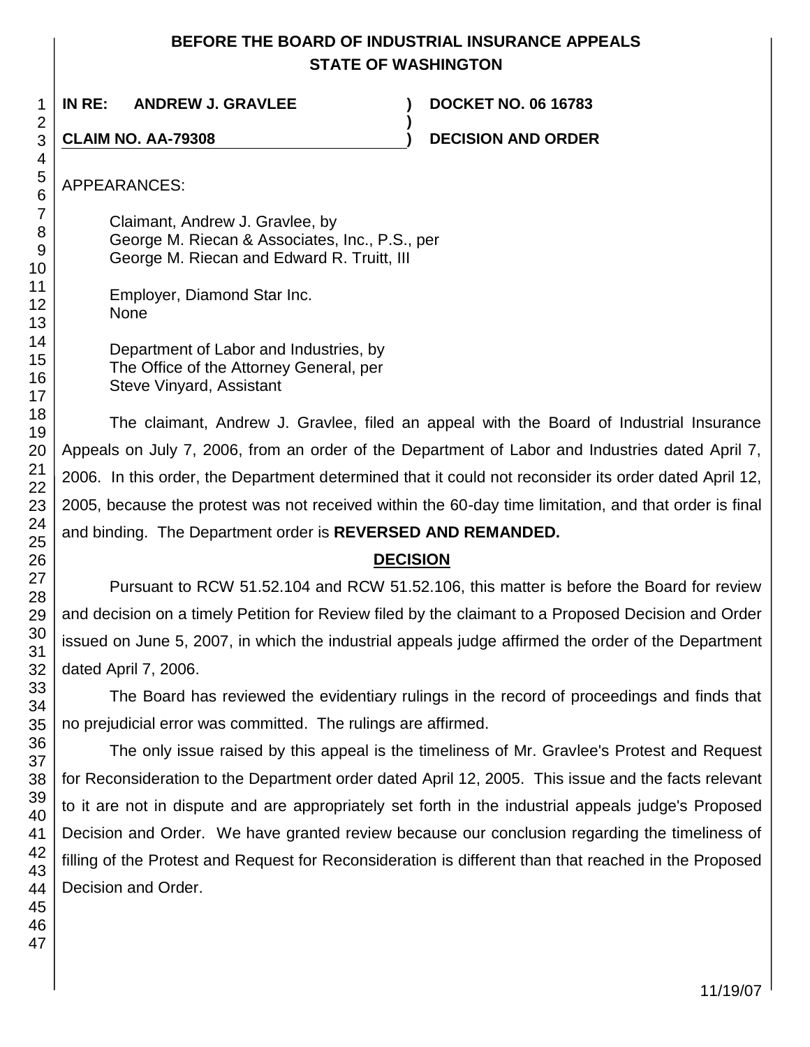**BEFORE THE BOARD OF INDUSTRIAL INSURANCE APPEALS**
**STATE OF WASHINGTON**

| | | |
|---|---|---|
| **IN RE: ANDREW J. GRAVLEE** | **)** | **DOCKET NO. 06 16783** |
| | **)** | |
| **CLAIM NO. AA-79308** | **)** | **DECISION AND ORDER** |

APPEARANCES:

Claimant, Andrew J. Gravlee, by
George M. Riecan & Associates, Inc., P.S., per
George M. Riecan and Edward R. Truitt, III

Employer, Diamond Star Inc.
None

Department of Labor and Industries, by
The Office of the Attorney General, per
Steve Vinyard, Assistant

The claimant, Andrew J. Gravlee, filed an appeal with the Board of Industrial Insurance Appeals on July 7, 2006, from an order of the Department of Labor and Industries dated April 7, 2006. In this order, the Department determined that it could not reconsider its order dated April 12, 2005, because the protest was not received within the 60-day time limitation, and that order is final and binding. The Department order is **REVERSED AND REMANDED.**

## DECISION

Pursuant to RCW 51.52.104 and RCW 51.52.106, this matter is before the Board for review and decision on a timely Petition for Review filed by the claimant to a Proposed Decision and Order issued on June 5, 2007, in which the industrial appeals judge affirmed the order of the Department dated April 7, 2006.

The Board has reviewed the evidentiary rulings in the record of proceedings and finds that no prejudicial error was committed. The rulings are affirmed.

The only issue raised by this appeal is the timeliness of Mr. Gravlee's Protest and Request for Reconsideration to the Department order dated April 12, 2005. This issue and the facts relevant to it are not in dispute and are appropriately set forth in the industrial appeals judge's Proposed Decision and Order. We have granted review because our conclusion regarding the timeliness of filling of the Protest and Request for Reconsideration is different than that reached in the Proposed Decision and Order.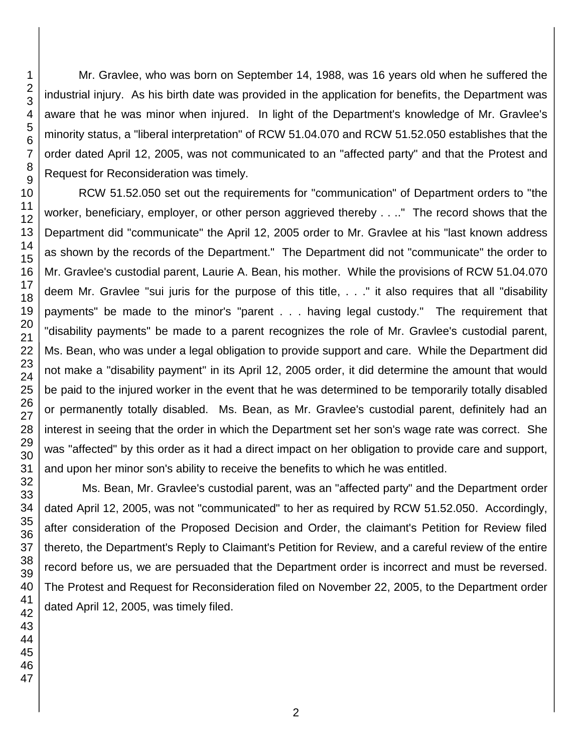Mr. Gravlee, who was born on September 14, 1988, was 16 years old when he suffered the industrial injury. As his birth date was provided in the application for benefits, the Department was aware that he was minor when injured. In light of the Department's knowledge of Mr. Gravlee's minority status, a "liberal interpretation" of RCW 51.04.070 and RCW 51.52.050 establishes that the order dated April 12, 2005, was not communicated to an "affected party" and that the Protest and Request for Reconsideration was timely.

RCW 51.52.050 set out the requirements for "communication" of Department orders to "the worker, beneficiary, employer, or other person aggrieved thereby . . .." The record shows that the Department did "communicate" the April 12, 2005 order to Mr. Gravlee at his "last known address as shown by the records of the Department." The Department did not "communicate" the order to Mr. Gravlee's custodial parent, Laurie A. Bean, his mother. While the provisions of RCW 51.04.070 deem Mr. Gravlee "sui juris for the purpose of this title, . . ." it also requires that all "disability payments" be made to the minor's "parent . . . having legal custody." The requirement that "disability payments" be made to a parent recognizes the role of Mr. Gravlee's custodial parent, Ms. Bean, who was under a legal obligation to provide support and care. While the Department did not make a "disability payment" in its April 12, 2005 order, it did determine the amount that would be paid to the injured worker in the event that he was determined to be temporarily totally disabled or permanently totally disabled. Ms. Bean, as Mr. Gravlee's custodial parent, definitely had an interest in seeing that the order in which the Department set her son's wage rate was correct. She was "affected" by this order as it had a direct impact on her obligation to provide care and support, and upon her minor son's ability to receive the benefits to which he was entitled.

Ms. Bean, Mr. Gravlee's custodial parent, was an "affected party" and the Department order dated April 12, 2005, was not "communicated" to her as required by RCW 51.52.050. Accordingly, after consideration of the Proposed Decision and Order, the claimant's Petition for Review filed thereto, the Department's Reply to Claimant's Petition for Review, and a careful review of the entire record before us, we are persuaded that the Department order is incorrect and must be reversed. The Protest and Request for Reconsideration filed on November 22, 2005, to the Department order dated April 12, 2005, was timely filed.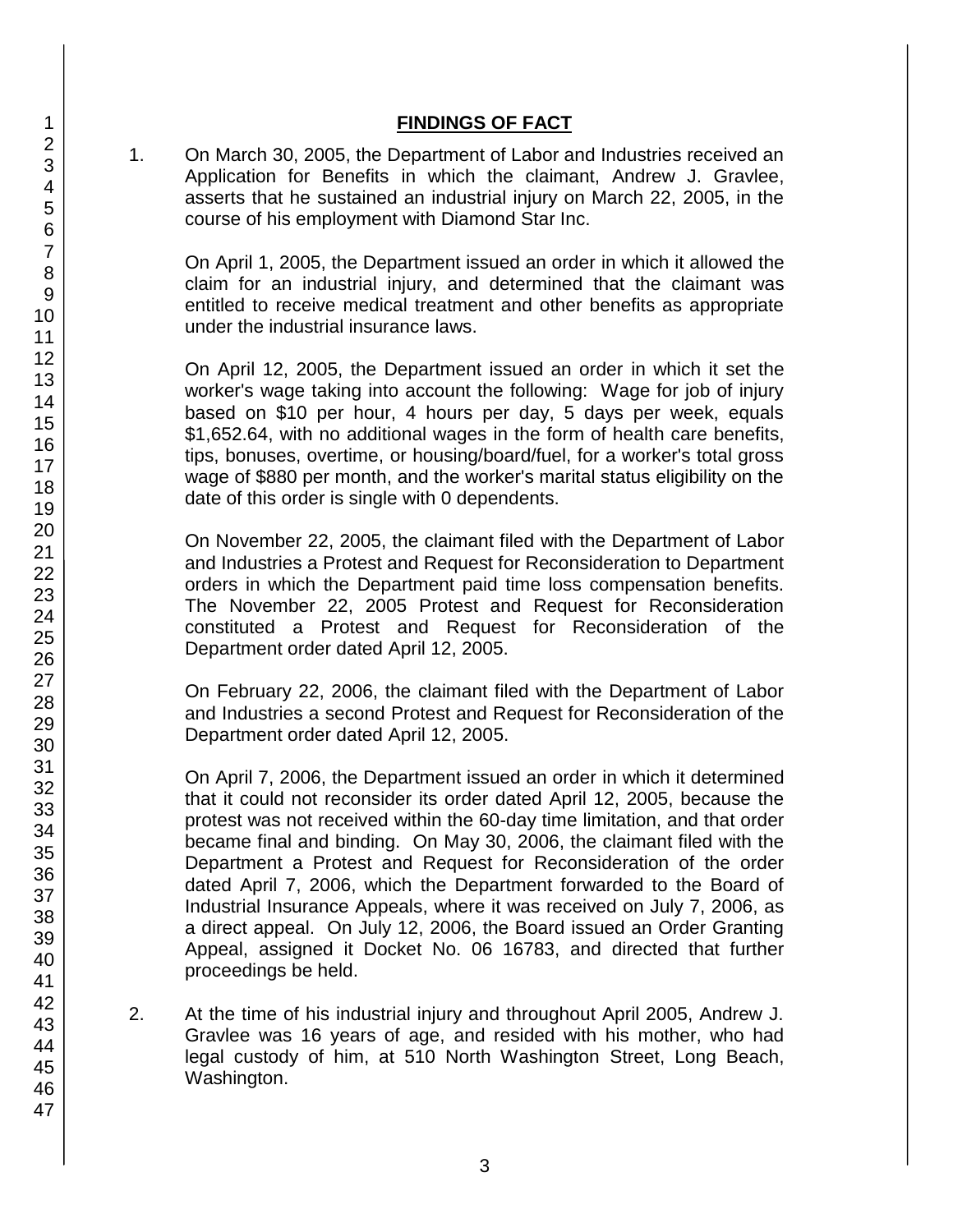## FINDINGS OF FACT

1. On March 30, 2005, the Department of Labor and Industries received an Application for Benefits in which the claimant, Andrew J. Gravlee, asserts that he sustained an industrial injury on March 22, 2005, in the course of his employment with Diamond Star Inc.

   On April 1, 2005, the Department issued an order in which it allowed the claim for an industrial injury, and determined that the claimant was entitled to receive medical treatment and other benefits as appropriate under the industrial insurance laws.

   On April 12, 2005, the Department issued an order in which it set the worker's wage taking into account the following: Wage for job of injury based on $10 per hour, 4 hours per day, 5 days per week, equals $1,652.64, with no additional wages in the form of health care benefits, tips, bonuses, overtime, or housing/board/fuel, for a worker's total gross wage of $880 per month, and the worker's marital status eligibility on the date of this order is single with 0 dependents.

   On November 22, 2005, the claimant filed with the Department of Labor and Industries a Protest and Request for Reconsideration to Department orders in which the Department paid time loss compensation benefits. The November 22, 2005 Protest and Request for Reconsideration constituted a Protest and Request for Reconsideration of the Department order dated April 12, 2005.

   On February 22, 2006, the claimant filed with the Department of Labor and Industries a second Protest and Request for Reconsideration of the Department order dated April 12, 2005.

   On April 7, 2006, the Department issued an order in which it determined that it could not reconsider its order dated April 12, 2005, because the protest was not received within the 60-day time limitation, and that order became final and binding. On May 30, 2006, the claimant filed with the Department a Protest and Request for Reconsideration of the order dated April 7, 2006, which the Department forwarded to the Board of Industrial Insurance Appeals, where it was received on July 7, 2006, as a direct appeal. On July 12, 2006, the Board issued an Order Granting Appeal, assigned it Docket No. 06 16783, and directed that further proceedings be held.

2. At the time of his industrial injury and throughout April 2005, Andrew J. Gravlee was 16 years of age, and resided with his mother, who had legal custody of him, at 510 North Washington Street, Long Beach, Washington.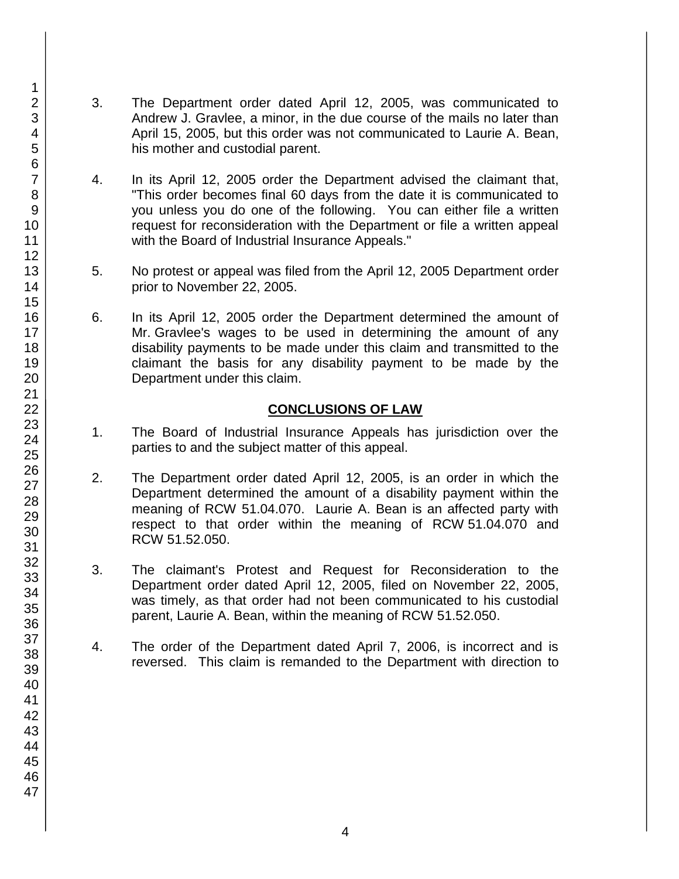3. The Department order dated April 12, 2005, was communicated to Andrew J. Gravlee, a minor, in the due course of the mails no later than April 15, 2005, but this order was not communicated to Laurie A. Bean, his mother and custodial parent.

4. In its April 12, 2005 order the Department advised the claimant that, "This order becomes final 60 days from the date it is communicated to you unless you do one of the following. You can either file a written request for reconsideration with the Department or file a written appeal with the Board of Industrial Insurance Appeals."

5. No protest or appeal was filed from the April 12, 2005 Department order prior to November 22, 2005.

6. In its April 12, 2005 order the Department determined the amount of Mr. Gravlee's wages to be used in determining the amount of any disability payments to be made under this claim and transmitted to the claimant the basis for any disability payment to be made by the Department under this claim.

## CONCLUSIONS OF LAW

1. The Board of Industrial Insurance Appeals has jurisdiction over the parties to and the subject matter of this appeal.

2. The Department order dated April 12, 2005, is an order in which the Department determined the amount of a disability payment within the meaning of RCW 51.04.070. Laurie A. Bean is an affected party with respect to that order within the meaning of RCW 51.04.070 and RCW 51.52.050.

3. The claimant's Protest and Request for Reconsideration to the Department order dated April 12, 2005, filed on November 22, 2005, was timely, as that order had not been communicated to his custodial parent, Laurie A. Bean, within the meaning of RCW 51.52.050.

4. The order of the Department dated April 7, 2006, is incorrect and is reversed. This claim is remanded to the Department with direction to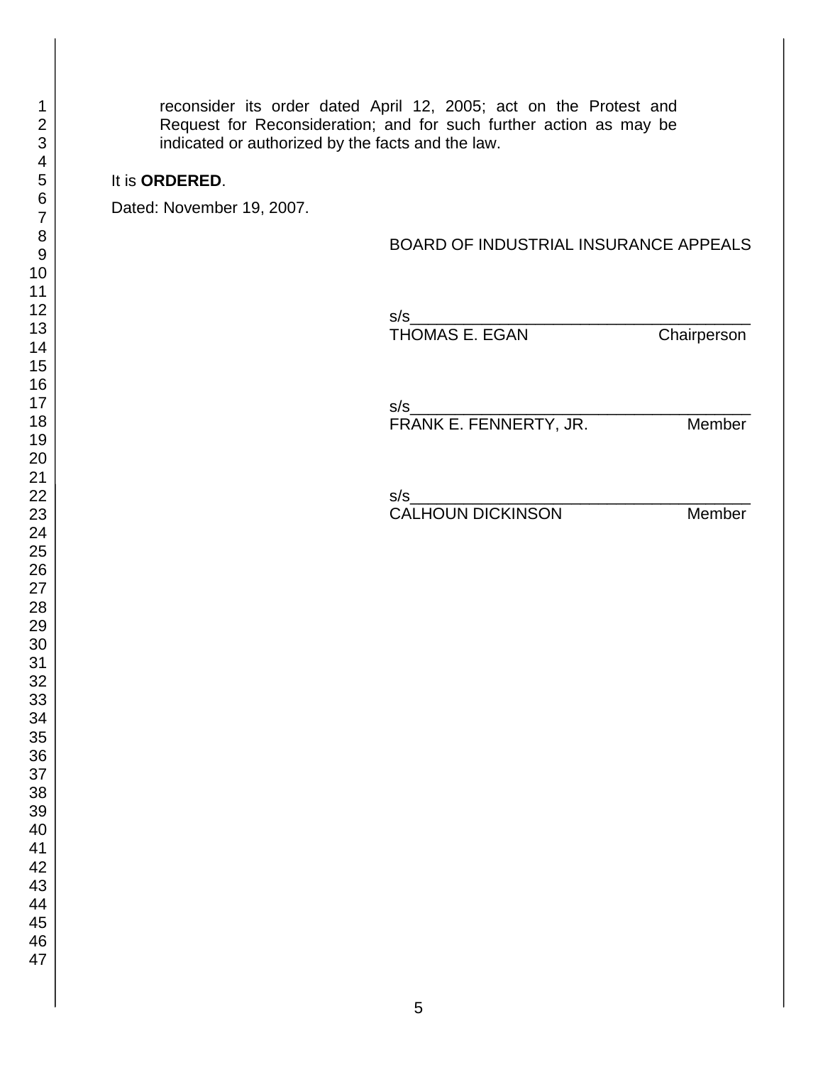reconsider its order dated April 12, 2005; act on the Protest and Request for Reconsideration; and for such further action as may be indicated or authorized by the facts and the law.

It is **ORDERED**.

Dated: November 19, 2007.

BOARD OF INDUSTRIAL INSURANCE APPEALS

s/s_______________________________________
THOMAS E. EGAN Chairperson

s/s_______________________________________
FRANK E. FENNERTY, JR. Member

s/s_______________________________________
CALHOUN DICKINSON Member